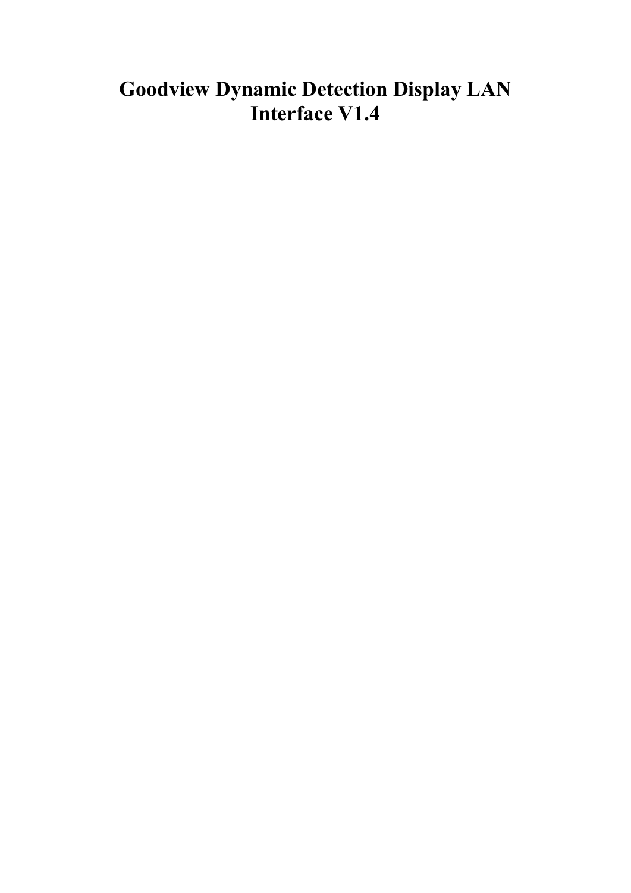# Goodview Dynamic Detection Display LAN Interface V1.4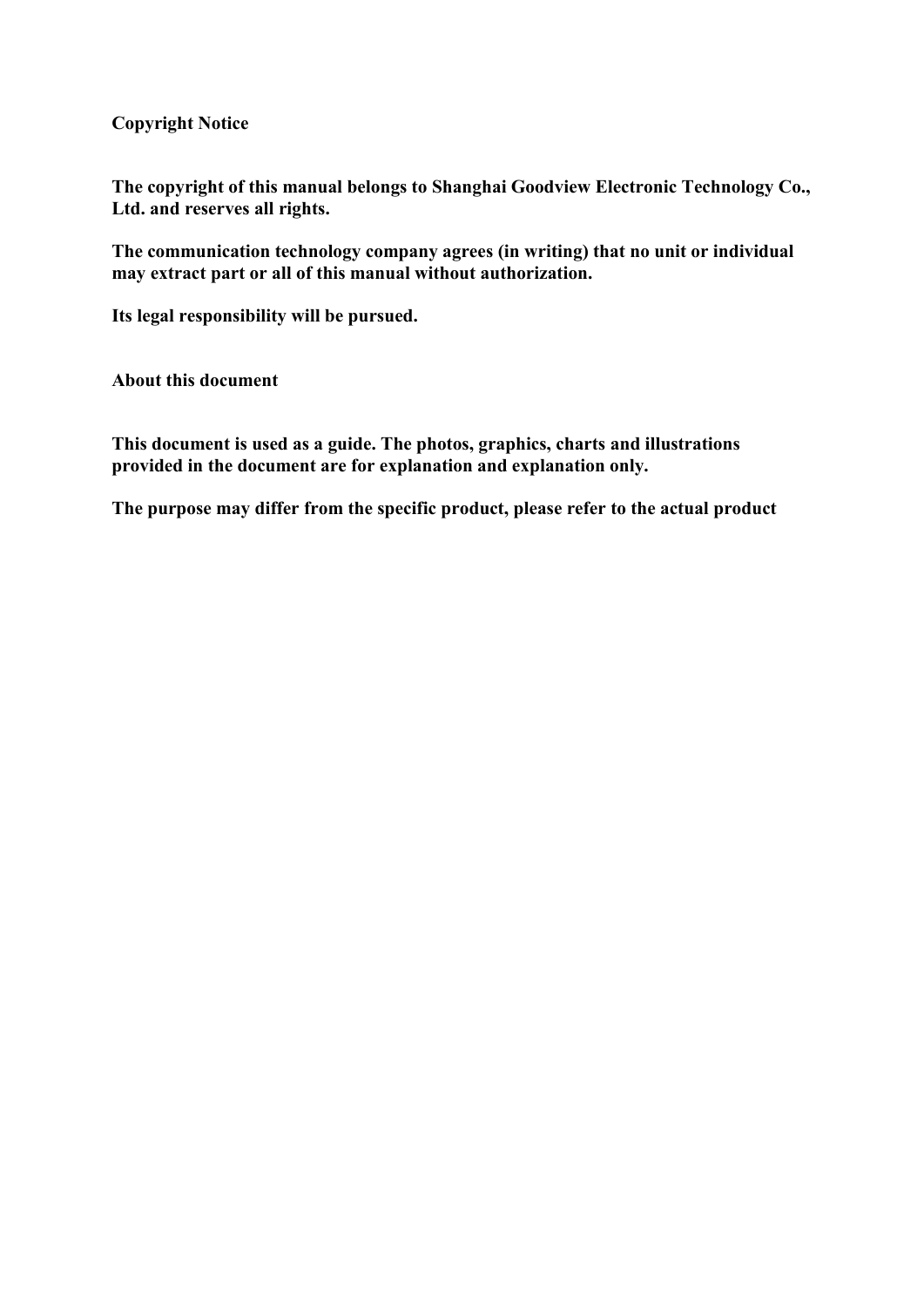## Copyright Notice

**The copyright of this manual belongs to Shanghai Goodview Electronic Technology Co., Ltd. and reserves all rights.**

**The communication technology company agrees (in writing) that no unit or individual may extract part or all of this manual without authorization.**

**Its legal responsibility will be pursued.**

## About this document

**This document is used as a guide. The photos, graphics, charts and illustrations provided in the document are for explanation and explanation only.**

**The purpose may differ from the specific product, please refer to the actual product**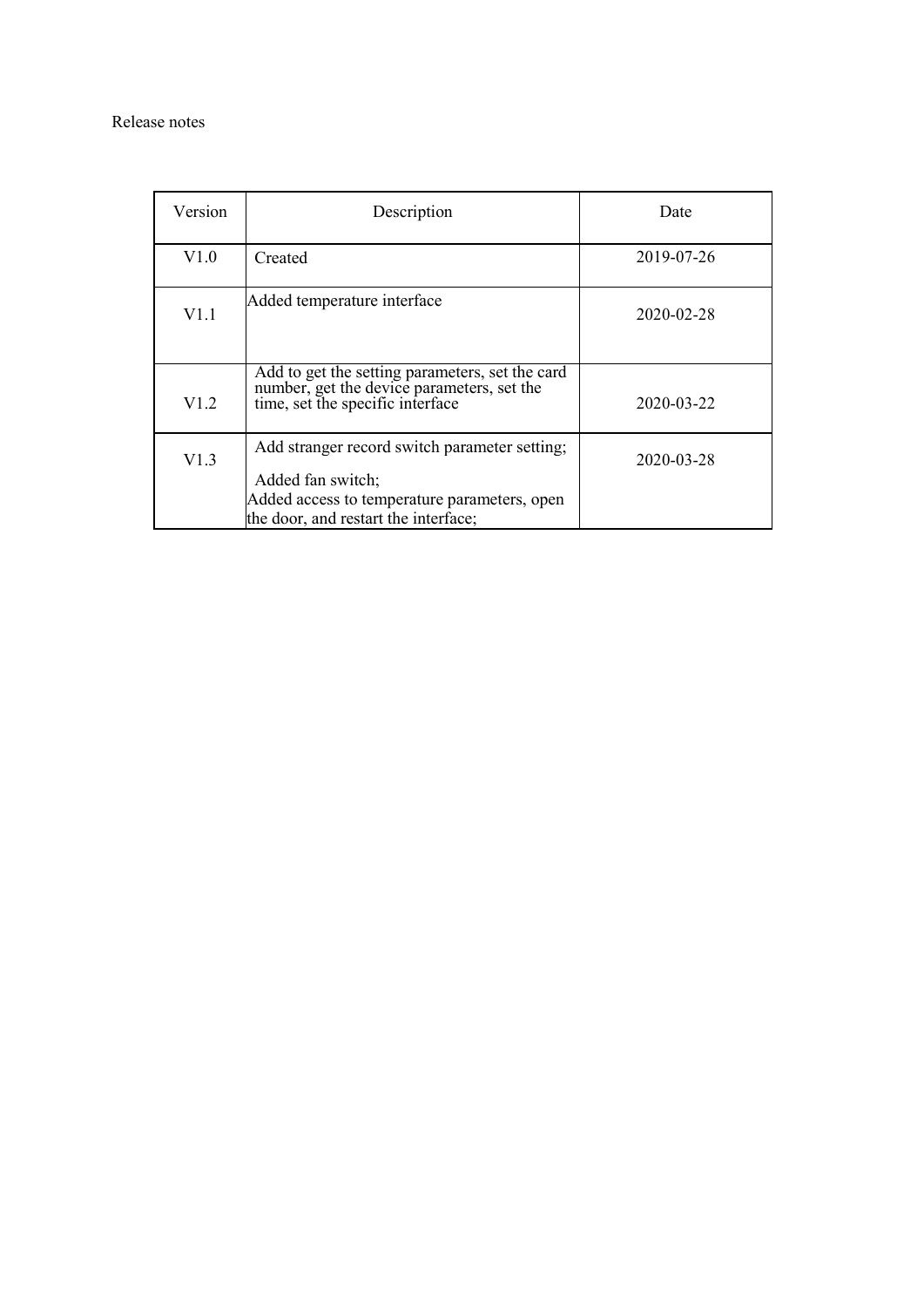Release notes

| Version | Description | Date |
| --- | --- | --- |
| V1.0 | Created | 2019-07-26 |
| V1.1 | Added temperature interface | 2020-02-28 |
| V1.2 | Add to get the setting parameters, set the card number, get the device parameters, set the time, set the specific interface | 2020-03-22 |
| V1.3 | Add stranger record switch parameter setting;<br>Added fan switch;<br>Added access to temperature parameters, open the door, and restart the interface; | 2020-03-28 |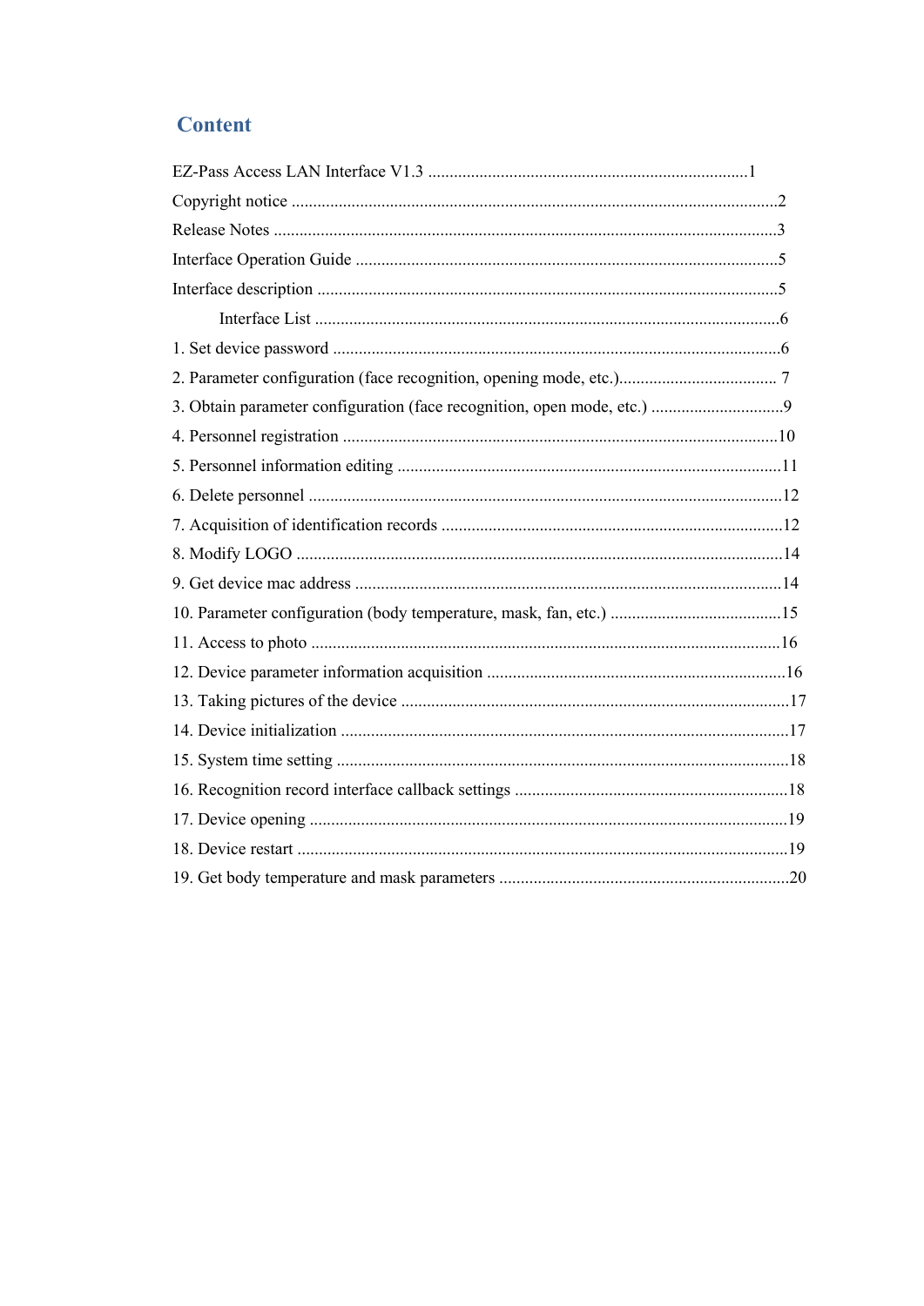## Content

EZ-Pass Access LAN Interface V1.3 ..........................................................................1

Copyright notice .................................................................................................2

Release Notes ....................................................................................................3

Interface Operation Guide ..................................................................................5

Interface description ...........................................................................................5

  Interface List ..........................................................................................6

1. Set device password ........................................................................................6

2. Parameter configuration (face recognition, opening mode, etc.)..................................... 7

3. Obtain parameter configuration (face recognition, open mode, etc.) ...............................9

4. Personnel registration .....................................................................................10

5. Personnel information editing .........................................................................11

6. Delete personnel ..............................................................................................12

7. Acquisition of identification records ...............................................................12

8. Modify LOGO .................................................................................................14

9. Get device mac address ...................................................................................14

10. Parameter configuration (body temperature, mask, fan, etc.) ........................................15

11. Access to photo .............................................................................................16

12. Device parameter information acquisition .....................................................16

13. Taking pictures of the device ..........................................................................17

14. Device initialization ........................................................................................17

15. System time setting .........................................................................................18

16. Recognition record interface callback settings ................................................18

17. Device opening ...............................................................................................19

18. Device restart ..................................................................................................19

19. Get body temperature and mask parameters ...................................................20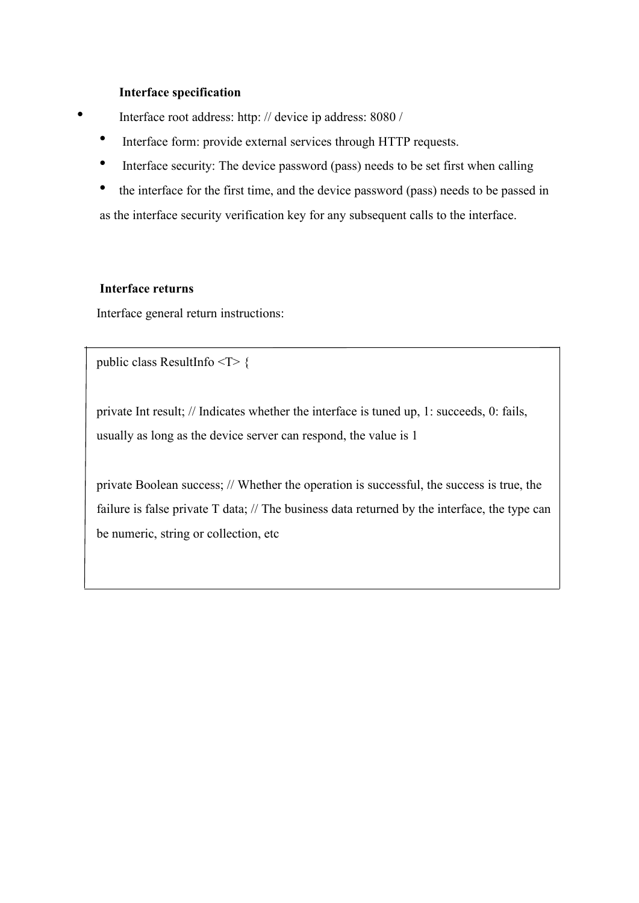**Interface specification**

- Interface root address: http: // device ip address: 8080 /
- Interface form: provide external services through HTTP requests.
- Interface security: The device password (pass) needs to be set first when calling
- the interface for the first time, and the device password (pass) needs to be passed in as the interface security verification key for any subsequent calls to the interface.

**Interface returns**

Interface general return instructions:

```
public class ResultInfo <T> {

private Int result; // Indicates whether the interface is tuned up, 1: succeeds, 0: fails, usually as long as the device server can respond, the value is 1

private Boolean success; // Whether the operation is successful, the success is true, the failure is false private T data; // The business data returned by the interface, the type can be numeric, string or collection, etc
```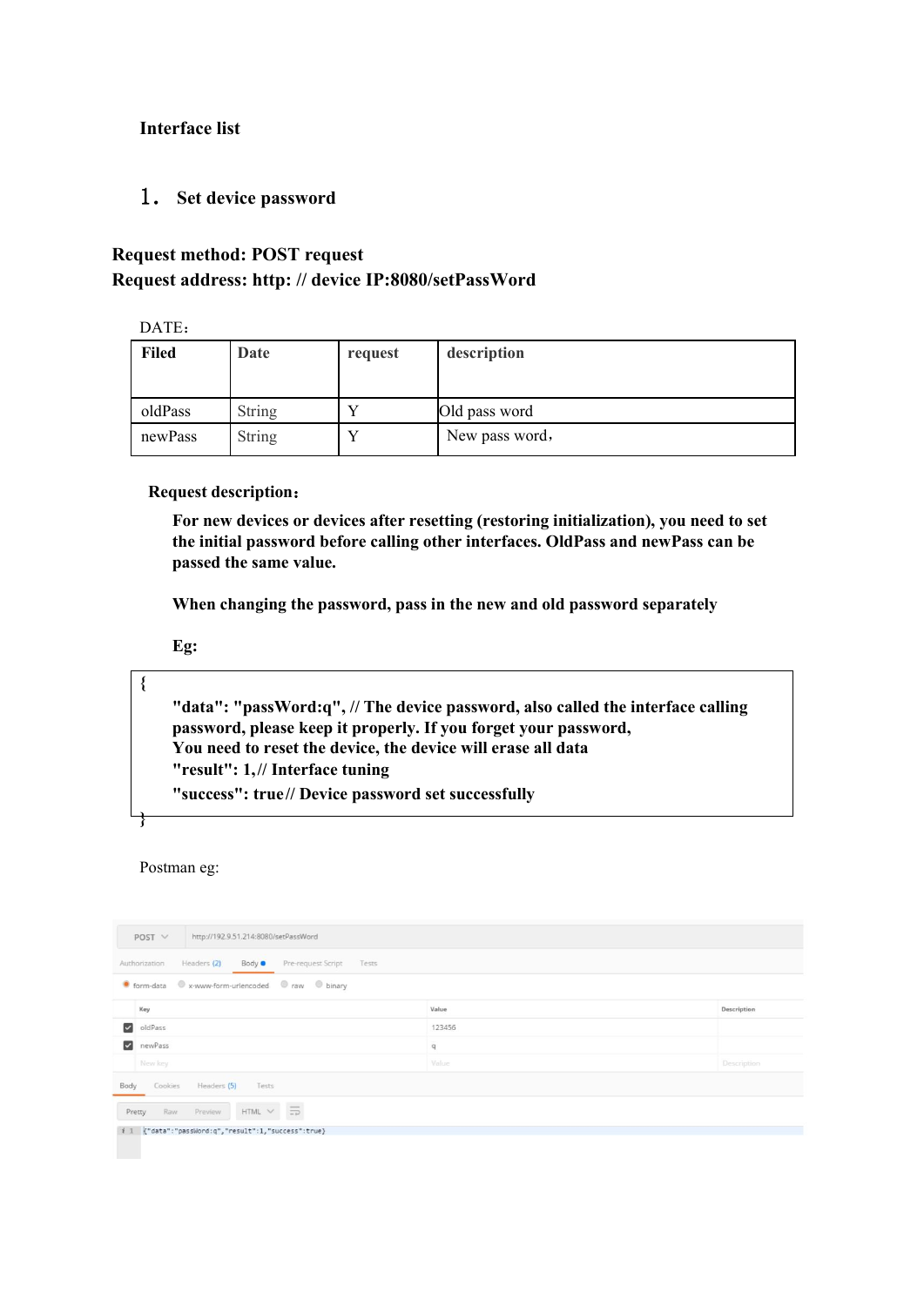**Interface list**

## 1. Set device password

**Request method: POST request**
**Request address: http: // device IP:8080/setPassWord**

DATE：

| **Filed** | **Date** | **request** | **description** |
|---|---|---|---|
| oldPass | String | Y | Old pass word |
| newPass | String | Y | New pass word， |

**Request description：**

**For new devices or devices after resetting (restoring initialization), you need to set the initial password before calling other interfaces. OldPass and newPass can be passed the same value.**

**When changing the password, pass in the new and old password separately**

**Eg:**

```
{
    "data": "passWord:q", // The device password, also called the interface calling
    password, please keep it properly. If you forget your password,
    You need to reset the device, the device will erase all data
    "result": 1,// Interface tuning
    "success": true// Device password set successfully
}
```

Postman eg:

```
POST  http://192.9.51.214:8080/setPassWord

Authorization   Headers (2)   Body   Pre-request Script   Tests
form-data   x-www-form-urlencoded   raw   binary

Key        Value     Description
oldPass    123456
newPass    q
New key    Value     Description

Body   Cookies   Headers (5)   Tests
Pretty   Raw   Preview   HTML

1  {"data":"passWord:q","result":1,"success":true}
```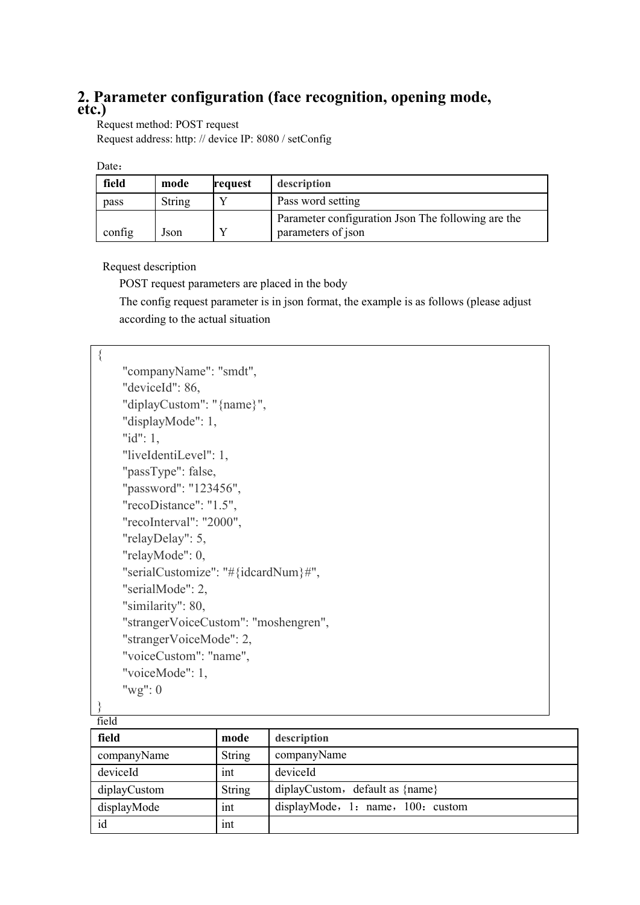## 2. Parameter configuration (face recognition, opening mode, etc.)

Request method: POST request

Request address: http: // device IP: 8080 / setConfig

Date：

| field | mode | request | description |
|---|---|---|---|
| pass | String | Y | Pass word setting |
| config | Json | Y | Parameter configuration Json The following are the parameters of json |

Request description

POST request parameters are placed in the body

The config request parameter is in json format, the example is as follows (please adjust according to the actual situation

```
{
    "companyName": "smdt",
    "deviceId": 86,
    "diplayCustom": "{name}",
    "displayMode": 1,
    "id": 1,
    "liveIdentiLevel": 1,
    "passType": false,
    "password": "123456",
    "recoDistance": "1.5",
    "recoInterval": "2000",
    "relayDelay": 5,
    "relayMode": 0,
    "serialCustomize": "#{idcardNum}#",
    "serialMode": 2,
    "similarity": 80,
    "strangerVoiceCustom": "moshengren",
    "strangerVoiceMode": 2,
    "voiceCustom": "name",
    "voiceMode": 1,
    "wg": 0
}
```

field

| field | mode | description |
|---|---|---|
| companyName | String | companyName |
| deviceId | int | deviceId |
| diplayCustom | String | diplayCustom，default as {name} |
| displayMode | int | displayMode，1：name，100：custom |
| id | int | |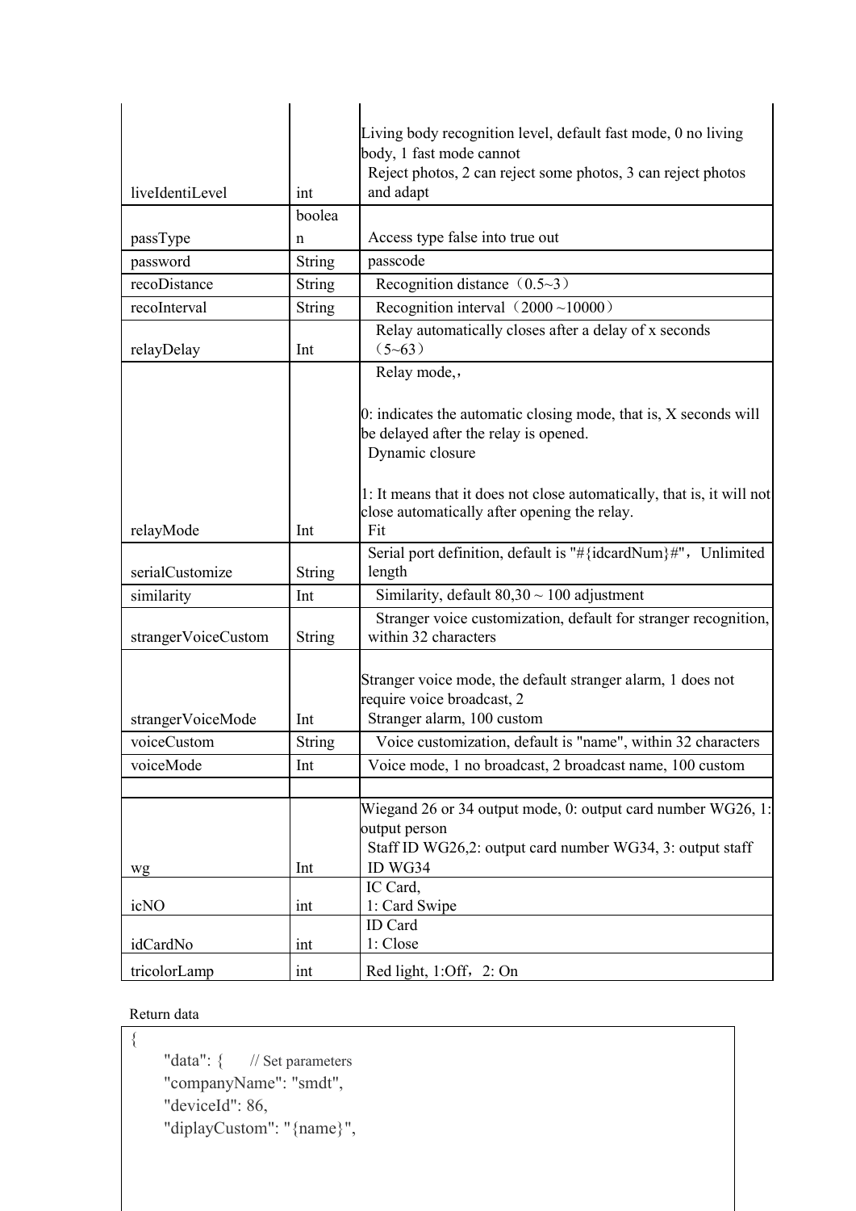| | | |
|---|---|---|
| liveIdentiLevel | int | Living body recognition level, default fast mode, 0 no living body, 1 fast mode cannot Reject photos, 2 can reject some photos, 3 can reject photos and adapt |
| passType | boolean | Access type false into true out |
| password | String | passcode |
| recoDistance | String | Recognition distance（0.5~3） |
| recoInterval | String | Recognition interval（2000 ~10000） |
| relayDelay | Int | Relay automatically closes after a delay of x seconds（5~63） |
| relayMode | Int | Relay mode,，<br><br>0: indicates the automatic closing mode, that is, X seconds will be delayed after the relay is opened. Dynamic closure<br><br>1: It means that it does not close automatically, that is, it will not close automatically after opening the relay. Fit |
| serialCustomize | String | Serial port definition, default is "#{idcardNum}#"，Unlimited length |
| similarity | Int | Similarity, default 80,30 ~ 100 adjustment |
| strangerVoiceCustom | String | Stranger voice customization, default for stranger recognition, within 32 characters |
| strangerVoiceMode | Int | Stranger voice mode, the default stranger alarm, 1 does not require voice broadcast, 2 Stranger alarm, 100 custom |
| voiceCustom | String | Voice customization, default is "name", within 32 characters |
| voiceMode | Int | Voice mode, 1 no broadcast, 2 broadcast name, 100 custom |
| | | |
| wg | Int | Wiegand 26 or 34 output mode, 0: output card number WG26, 1: output person Staff ID WG26,2: output card number WG34, 3: output staff ID WG34 |
| icNO | int | IC Card,<br>1: Card Swipe |
| idCardNo | int | ID Card<br>1: Close |
| tricolorLamp | int | Red light, 1:Off，2: On |

Return data

```
{
    "data": {      // Set parameters
    "companyName": "smdt",
    "deviceId": 86,
    "diplayCustom": "{name}",
```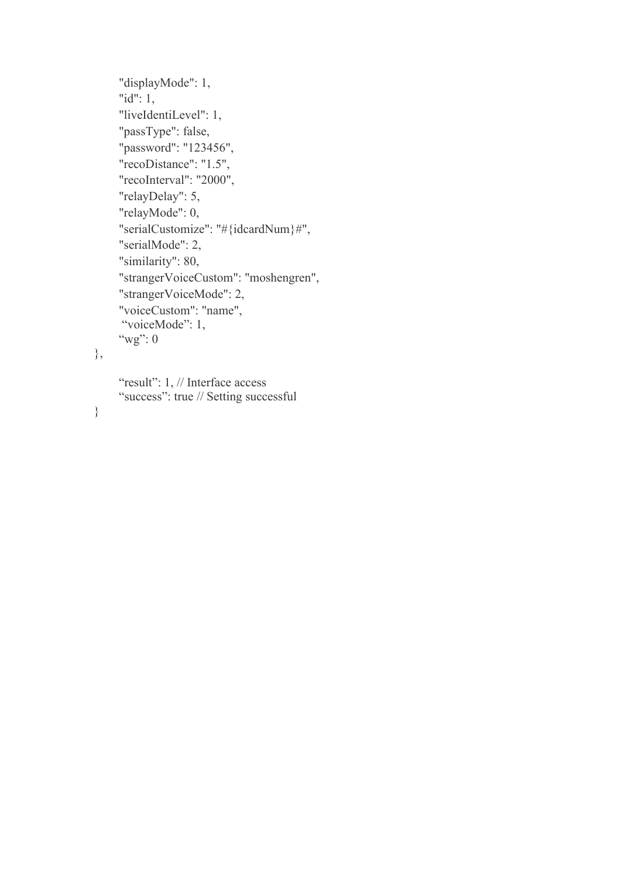```
        "displayMode": 1,
        "id": 1,
        "liveIdentiLevel": 1,
        "passType": false,
        "password": "123456",
        "recoDistance": "1.5",
        "recoInterval": "2000",
        "relayDelay": 5,
        "relayMode": 0,
        "serialCustomize": "#{idcardNum}#",
        "serialMode": 2,
        "similarity": 80,
        "strangerVoiceCustom": "moshengren",
        "strangerVoiceMode": 2,
        "voiceCustom": "name",
        "voiceMode": 1,
        "wg": 0
},

        "result": 1, // Interface access
        "success": true // Setting successful
}
```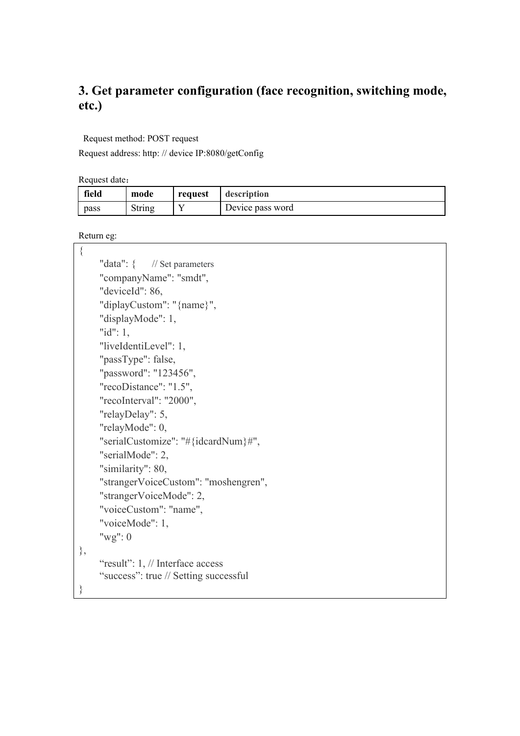## 3. Get parameter configuration (face recognition, switching mode, etc.)

Request method: POST request

Request address: http: // device IP:8080/getConfig

Request date：

| field | mode | request | description |
|---|---|---|---|
| pass | String | Y | Device pass word |

Return eg:

```
{
      "data": {      // Set parameters
      "companyName": "smdt",
      "deviceId": 86,
      "diplayCustom": "{name}",
      "displayMode": 1,
      "id": 1,
      "liveIdentiLevel": 1,
      "passType": false,
      "password": "123456",
      "recoDistance": "1.5",
      "recoInterval": "2000",
      "relayDelay": 5,
      "relayMode": 0,
      "serialCustomize": "#{idcardNum}#",
      "serialMode": 2,
      "similarity": 80,
      "strangerVoiceCustom": "moshengren",
      "strangerVoiceMode": 2,
      "voiceCustom": "name",
      "voiceMode": 1,
      "wg": 0
},
      "result": 1, // Interface access
      "success": true // Setting successful
}
```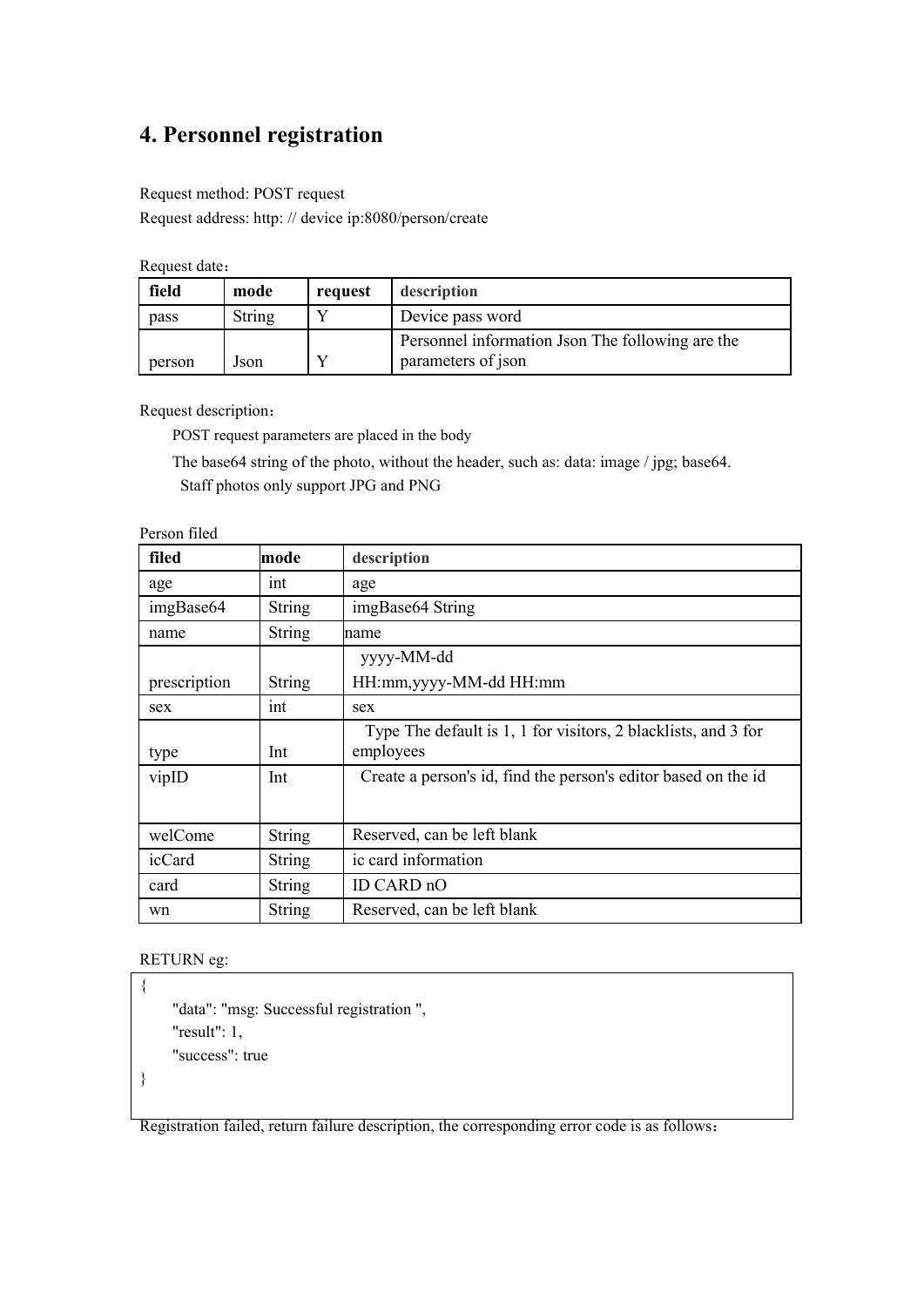# 4. Personnel registration

Request method: POST request

Request address: http: // device ip:8080/person/create

Request date：

| field | mode | request | description |
|---|---|---|---|
| pass | String | Y | Device pass word |
| person | Json | Y | Personnel information Json The following are the parameters of json |

Request description：

POST request parameters are placed in the body

The base64 string of the photo, without the header, such as: data: image / jpg; base64. Staff photos only support JPG and PNG

Person filed

| filed | mode | description |
|---|---|---|
| age | int | age |
| imgBase64 | String | imgBase64 String |
| name | String | name |
| prescription | String | yyyy-MM-dd HH:mm,yyyy-MM-dd HH:mm |
| sex | int | sex |
| type | Int | Type The default is 1, 1 for visitors, 2 blacklists, and 3 for employees |
| vipID | Int | Create a person's id, find the person's editor based on the id |
| welCome | String | Reserved, can be left blank |
| icCard | String | ic card information |
| card | String | ID CARD nO |
| wn | String | Reserved, can be left blank |

RETURN eg:

```
{
    "data": "msg: Successful registration ",
    "result": 1,
    "success": true
}
```

Registration failed, return failure description, the corresponding error code is as follows：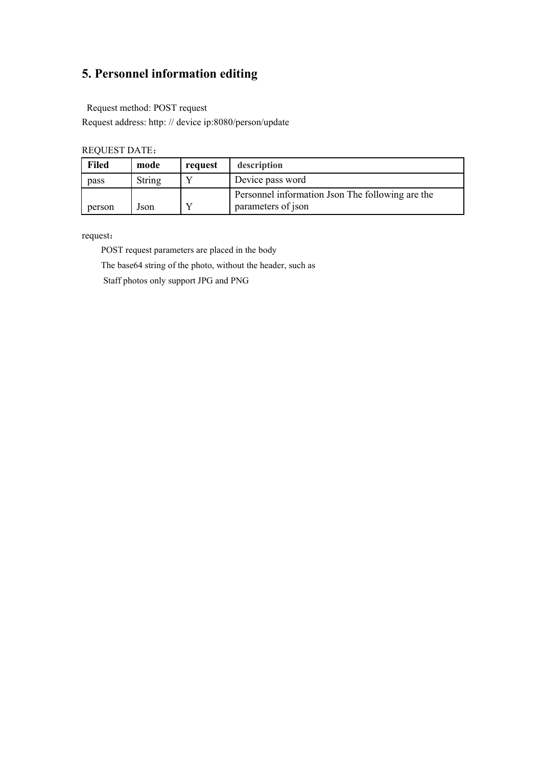## 5. Personnel information editing

Request method: POST request

Request address: http: // device ip:8080/person/update

REQUEST DATE：

| Filed | mode | request | description |
|---|---|---|---|
| pass | String | Y | Device pass word |
| person | Json | Y | Personnel information Json The following are the parameters of json |

request：

POST request parameters are placed in the body

The base64 string of the photo, without the header, such as

Staff photos only support JPG and PNG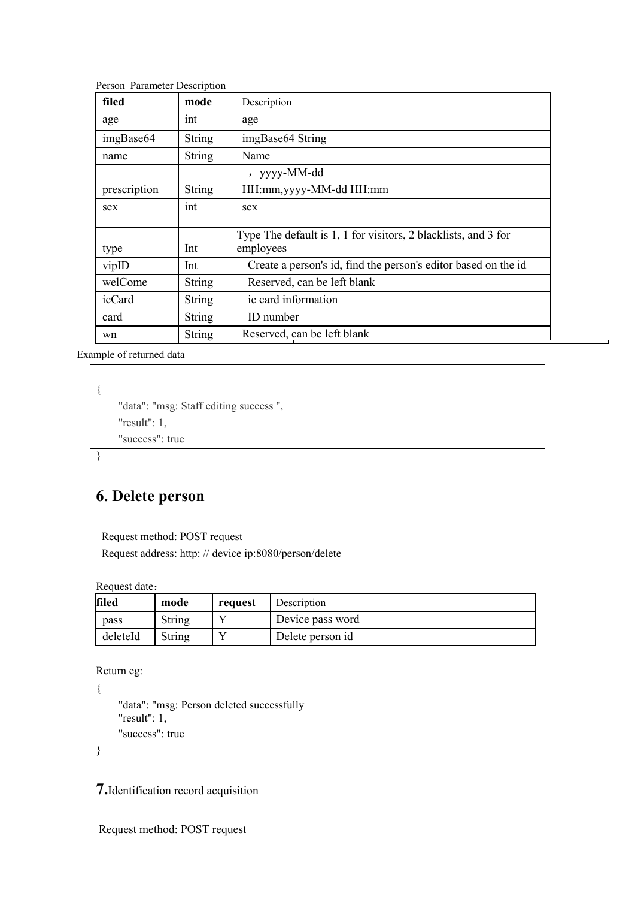Person Parameter Description

| filed | mode | Description |
| --- | --- | --- |
| age | int | age |
| imgBase64 | String | imgBase64 String |
| name | String | Name |
| prescription | String | ，yyyy-MM-dd HH:mm,yyyy-MM-dd HH:mm |
| sex | int | sex |
| type | Int | Type The default is 1, 1 for visitors, 2 blacklists, and 3 for employees |
| vipID | Int | Create a person's id, find the person's editor based on the id |
| welCome | String | Reserved, can be left blank |
| icCard | String | ic card information |
| card | String | ID number |
| wn | String | Reserved, can be left blank |

Example of returned data

```
{
    "data": "msg: Staff editing success ",
    "result": 1,
    "success": true
}
```

## 6. Delete person

Request method: POST request

Request address: http: // device ip:8080/person/delete

Request date：

| filed | mode | request | Description |
| --- | --- | --- | --- |
| pass | String | Y | Device pass word |
| deleteId | String | Y | Delete person id |

Return eg:

```
{
    "data": "msg: Person deleted successfully
    "result": 1,
    "success": true
}
```

## 7.Identification record acquisition

Request method: POST request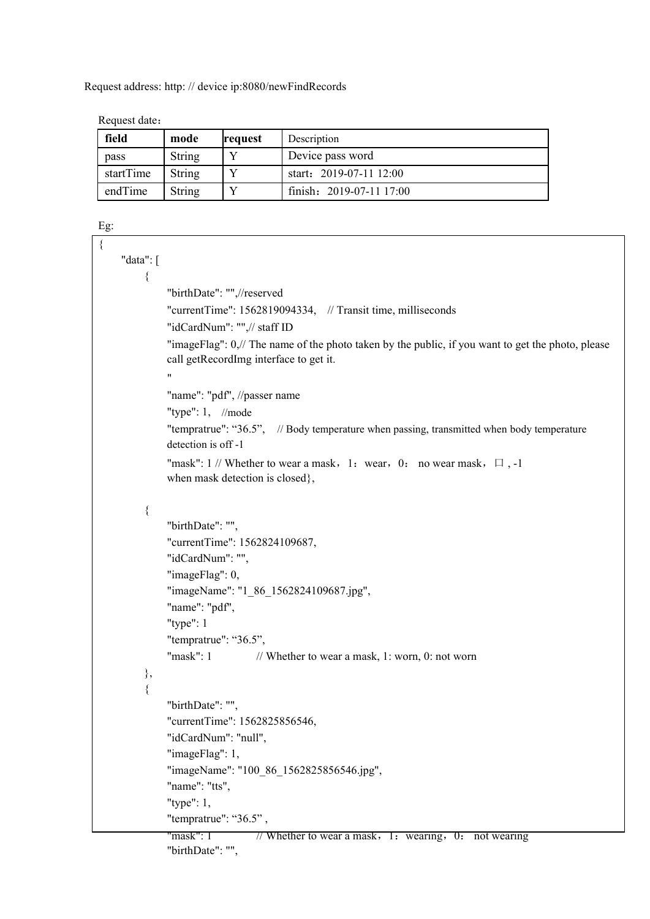Request address: http: // device ip:8080/newFindRecords

Request date：

| field | mode | request | Description |
| --- | --- | --- | --- |
| pass | String | Y | Device pass word |
| startTime | String | Y | start：2019-07-11 12:00 |
| endTime | String | Y | finish：2019-07-11 17:00 |

Eg:

```
{
    "data": [
        {
            "birthDate": "",//reserved
            "currentTime": 1562819094334,   // Transit time, milliseconds
            "idCardNum": "",// staff ID
            "imageFlag": 0,// The name of the photo taken by the public, if you want to get the photo, please
            call getRecordImg interface to get it.
            "
            "name": "pdf", //passer name
            "type": 1,   //mode
            "tempratrue": "36.5",   // Body temperature when passing, transmitted when body temperature
            detection is off -1
            "mask": 1 // Whether to wear a mask，1：wear，0： no wear mask，口 , -1
            when mask detection is closed},

        {
            "birthDate": "",
            "currentTime": 1562824109687,
            "idCardNum": "",
            "imageFlag": 0,
            "imageName": "1_86_1562824109687.jpg",
            "name": "pdf",
            "type": 1
            "tempratrue": "36.5",
            "mask": 1           // Whether to wear a mask, 1: worn, 0: not worn
        },
        {
            "birthDate": "",
            "currentTime": 1562825856546,
            "idCardNum": "null",
            "imageFlag": 1,
            "imageName": "100_86_1562825856546.jpg",
            "name": "tts",
            "type": 1,
            "tempratrue": "36.5" ,
            "mask": 1           // Whether to wear a mask，1：wearing，0： not wearing
            "birthDate": "",
```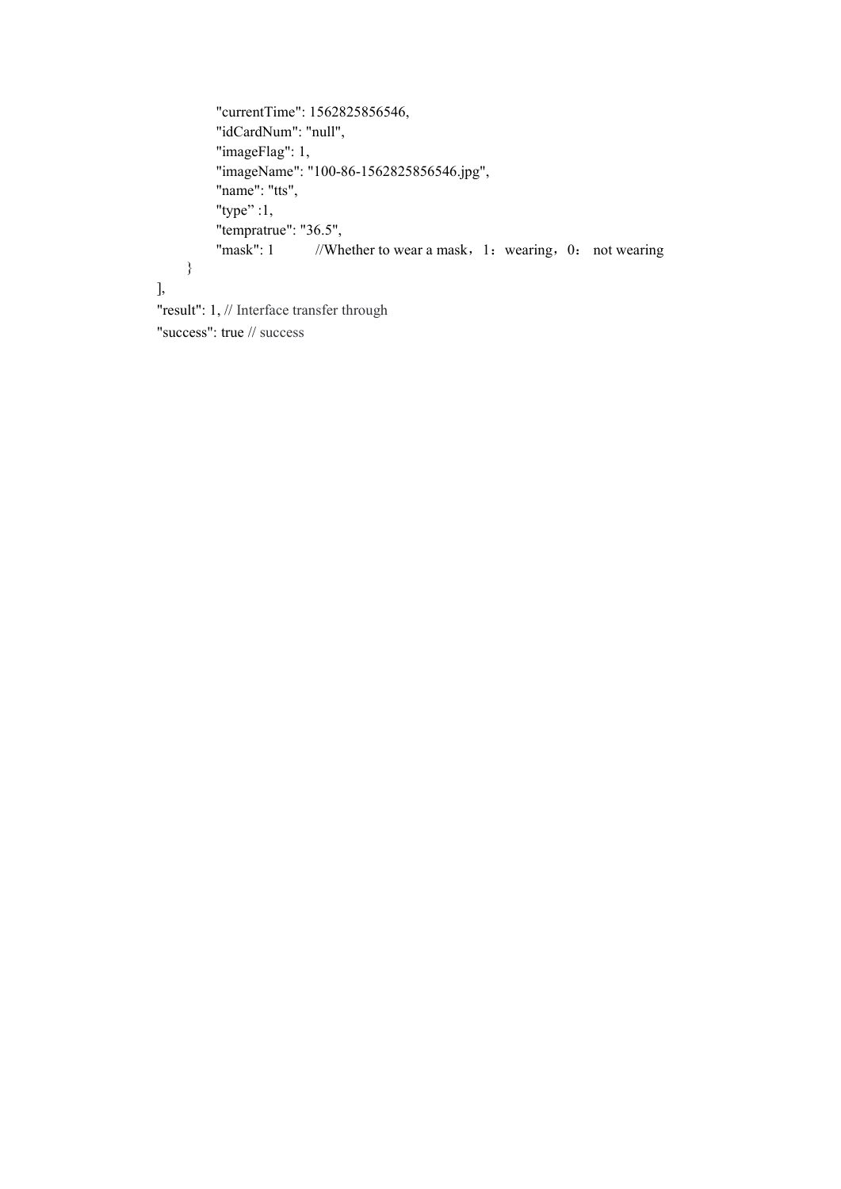```
            "currentTime": 1562825856546,
            "idCardNum": "null",
            "imageFlag": 1,
            "imageName": "100-86-1562825856546.jpg",
            "name": "tts",
            "type" :1,
            "tempratrue": "36.5",
            "mask": 1          //Whether to wear a mask，1：wearing，0： not wearing
        }
    ],
    "result": 1, // Interface transfer through
    "success": true // success
```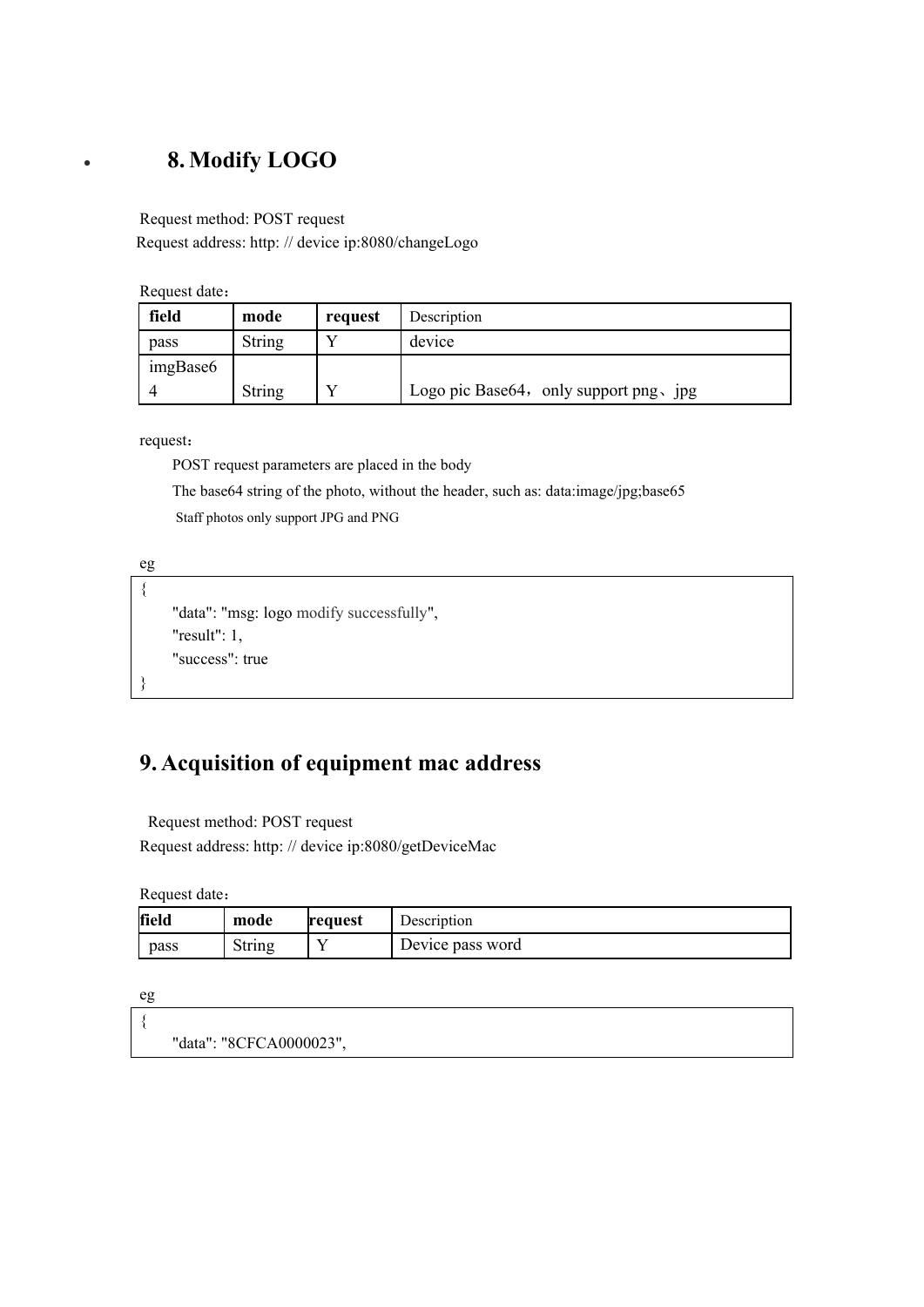## 8. Modify LOGO

Request method: POST request
Request address: http: // device ip:8080/changeLogo

Request date：

| field | mode | request | Description |
|---|---|---|---|
| pass | String | Y | device |
| imgBase64 | String | Y | Logo pic Base64，only support png、jpg |

request：

POST request parameters are placed in the body

The base64 string of the photo, without the header, such as: data:image/jpg;base65

Staff photos only support JPG and PNG

eg

```
{
    "data": "msg: logo modify successfully",
    "result": 1,
    "success": true
}
```

## 9. Acquisition of equipment mac address

Request method: POST request
Request address: http: // device ip:8080/getDeviceMac

Request date：

| field | mode | request | Description |
|---|---|---|---|
| pass | String | Y | Device pass word |

eg

```
{
    "data": "8CFCA0000023",
```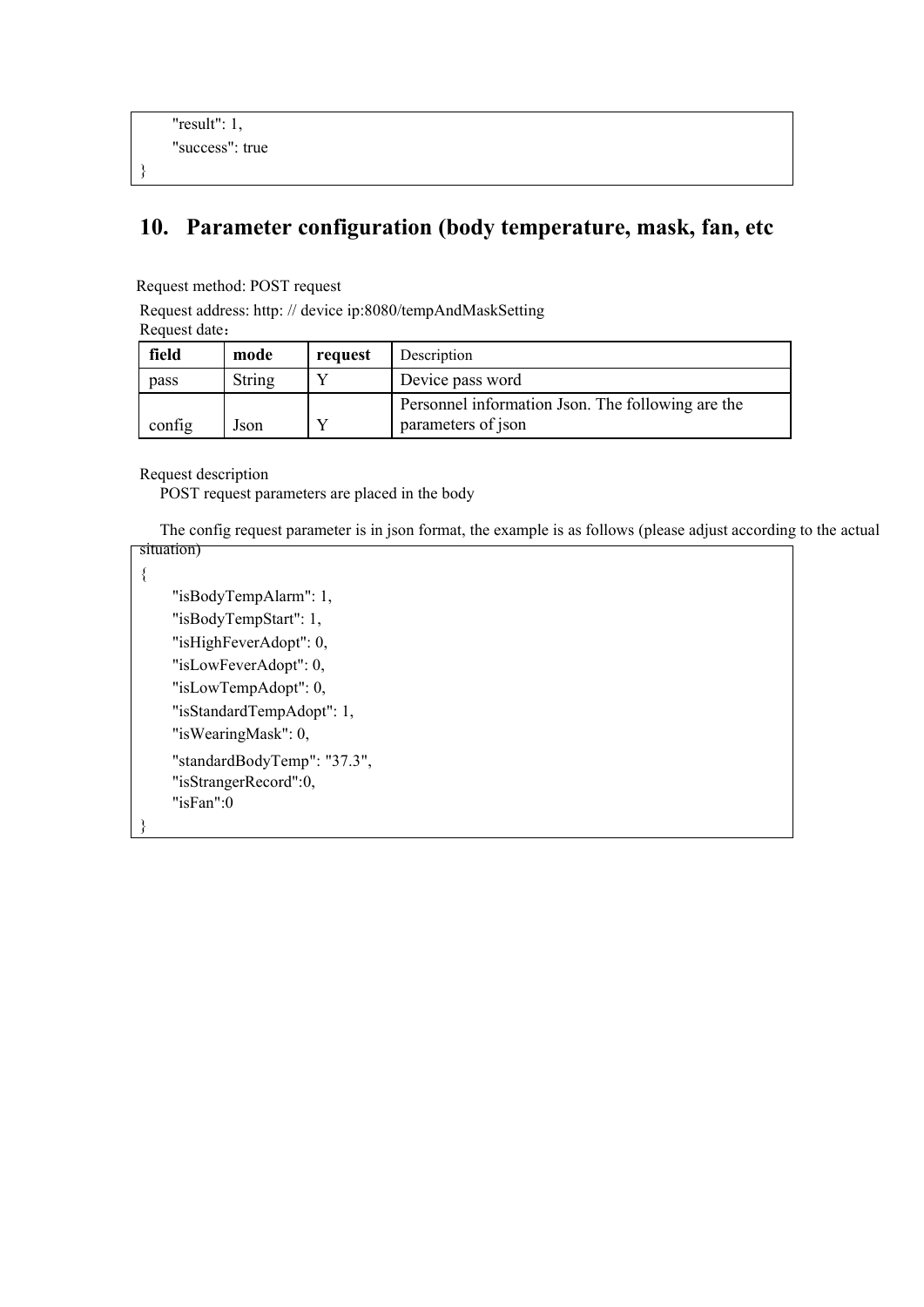```
    "result": 1,
    "success": true
}
```

## 10. Parameter configuration (body temperature, mask, fan, etc

Request method: POST request

Request address: http: // device ip:8080/tempAndMaskSetting

Request date：

| field | mode | request | Description |
| --- | --- | --- | --- |
| pass | String | Y | Device pass word |
| config | Json | Y | Personnel information Json. The following are the parameters of json |

Request description

POST request parameters are placed in the body

The config request parameter is in json format, the example is as follows (please adjust according to the actual situation)

```
{
    "isBodyTempAlarm": 1,
    "isBodyTempStart": 1,
    "isHighFeverAdopt": 0,
    "isLowFeverAdopt": 0,
    "isLowTempAdopt": 0,
    "isStandardTempAdopt": 1,
    "isWearingMask": 0,
    "standardBodyTemp": "37.3",
    "isStrangerRecord":0,
    "isFan":0
}
```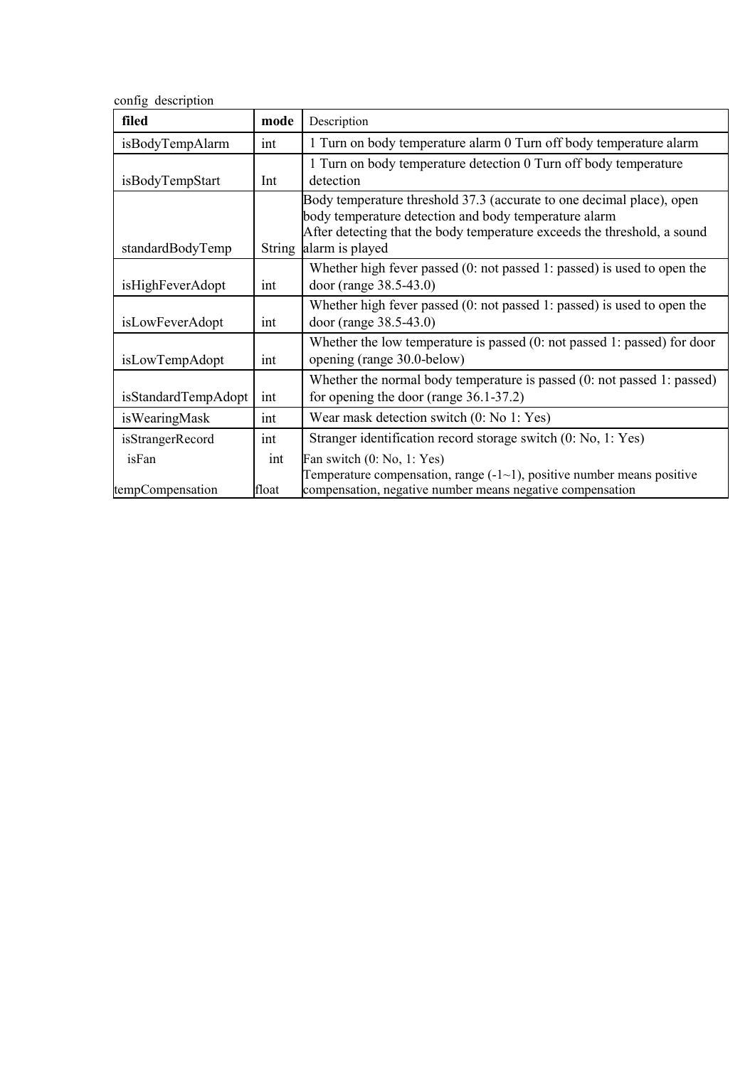config description

| filed | mode | Description |
|---|---|---|
| isBodyTempAlarm | int | 1 Turn on body temperature alarm 0 Turn off body temperature alarm |
| isBodyTempStart | Int | 1 Turn on body temperature detection 0 Turn off body temperature detection |
| standardBodyTemp | String | Body temperature threshold 37.3 (accurate to one decimal place), open body temperature detection and body temperature alarm<br>After detecting that the body temperature exceeds the threshold, a sound alarm is played |
| isHighFeverAdopt | int | Whether high fever passed (0: not passed 1: passed) is used to open the door (range 38.5-43.0) |
| isLowFeverAdopt | int | Whether high fever passed (0: not passed 1: passed) is used to open the door (range 38.5-43.0) |
| isLowTempAdopt | int | Whether the low temperature is passed (0: not passed 1: passed) for door opening (range 30.0-below) |
| isStandardTempAdopt | int | Whether the normal body temperature is passed (0: not passed 1: passed) for opening the door (range 36.1-37.2) |
| isWearingMask | int | Wear mask detection switch (0: No 1: Yes) |
| isStrangerRecord | int | Stranger identification record storage switch (0: No, 1: Yes) |
| isFan | int | Fan switch (0: No, 1: Yes) |
| tempCompensation | float | Temperature compensation, range (-1~1), positive number means positive compensation, negative number means negative compensation |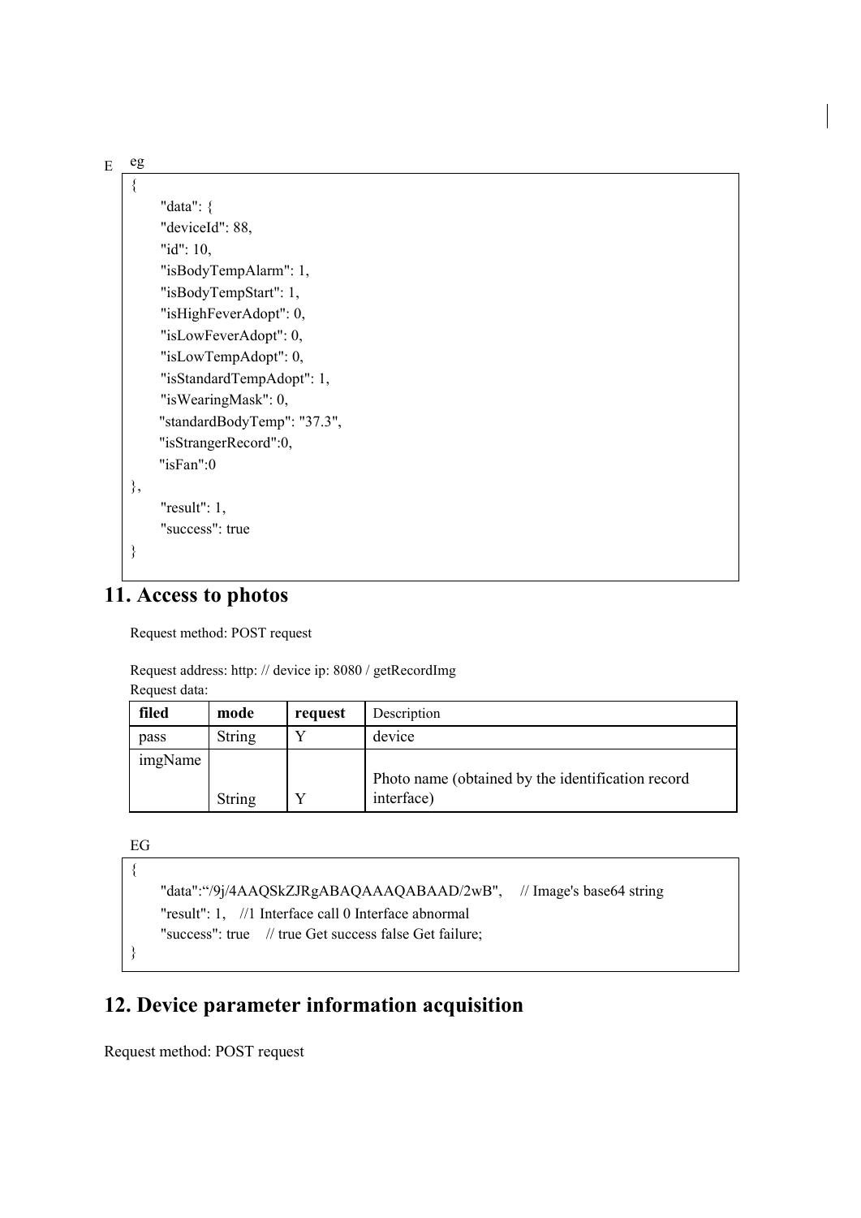E eg

```
{
    "data": {
    "deviceId": 88,
    "id": 10,
    "isBodyTempAlarm": 1,
    "isBodyTempStart": 1,
    "isHighFeverAdopt": 0,
    "isLowFeverAdopt": 0,
    "isLowTempAdopt": 0,
    "isStandardTempAdopt": 1,
    "isWearingMask": 0,
    "standardBodyTemp": "37.3",
    "isStrangerRecord":0,
    "isFan":0
},
    "result": 1,
    "success": true
}
```

# 11. Access to photos

Request method: POST request

Request address: http: // device ip: 8080 / getRecordImg

Request data:

| filed | mode | request | Description |
| --- | --- | --- | --- |
| pass | String | Y | device |
| imgName | String | Y | Photo name (obtained by the identification record interface) |

EG

```
{
    "data":"/9j/4AAQSkZJRgABAQAAAQABAAD/2wB",    // Image's base64 string
    "result": 1,   //1 Interface call 0 Interface abnormal
    "success": true   // true Get success false Get failure;
}
```

# 12. Device parameter information acquisition

Request method: POST request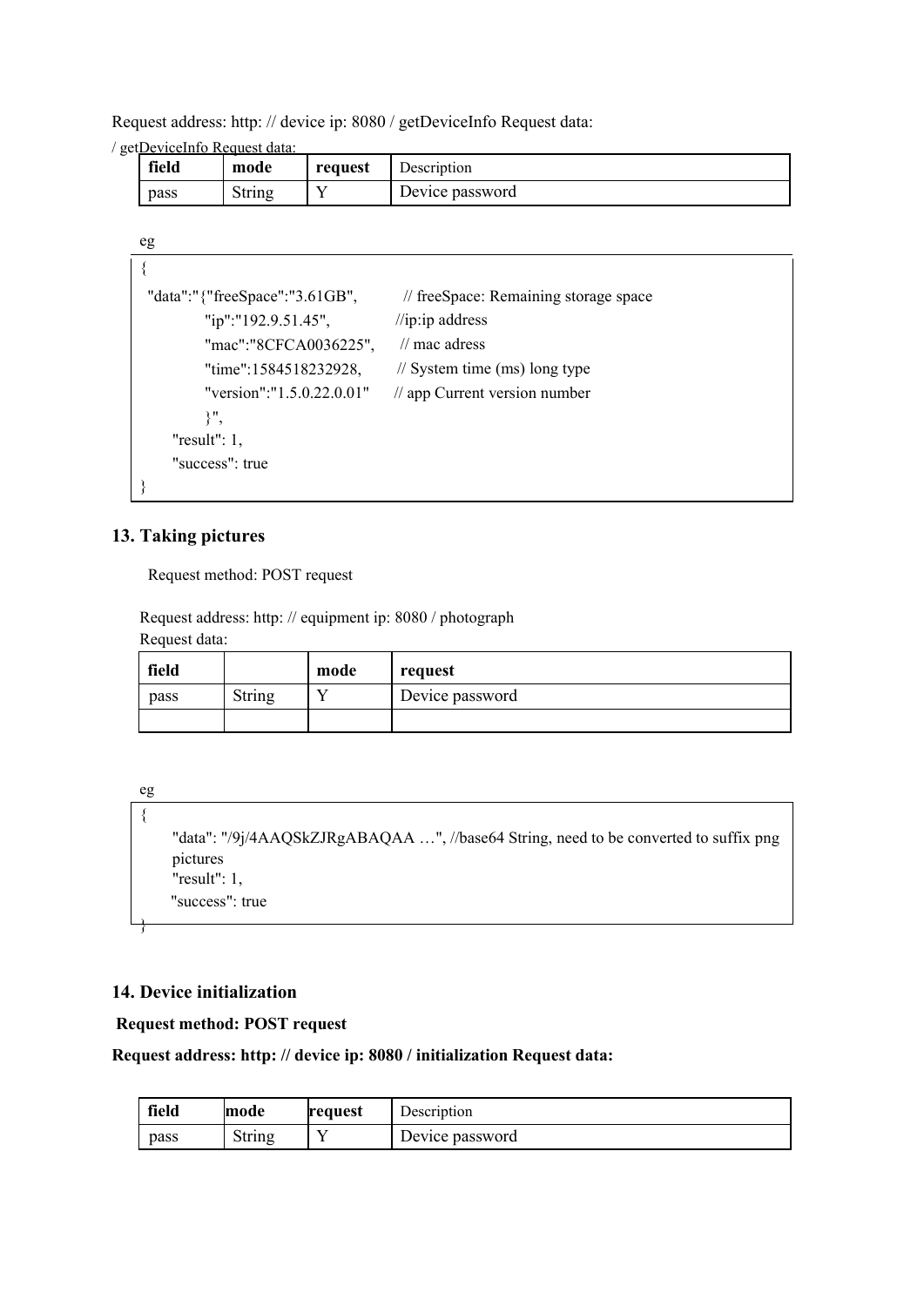Request address: http: // device ip: 8080 / getDeviceInfo Request data:

/ getDeviceInfo Request data:

| field | mode | request | Description |
| --- | --- | --- | --- |
| pass | String | Y | Device password |

eg

```
{
  "data":"{"freeSpace":"3.61GB",          // freeSpace: Remaining storage space
          "ip":"192.9.51.45",             //ip:ip address
          "mac":"8CFCA0036225",           // mac adress
          "time":1584518232928,           // System time (ms) long type
          "version":"1.5.0.22.0.01"       // app Current version number
          }",
    "result": 1,
    "success": true
}
```

## 13. Taking pictures

Request method: POST request

Request address: http: // equipment ip: 8080 / photograph

Request data:

| field | | mode | request |
| --- | --- | --- | --- |
| pass | String | Y | Device password |
| | | | |

eg

```
{
    "data": "/9j/4AAQSkZJRgABAQAA …", //base64 String, need to be converted to suffix png
    pictures
    "result": 1,
    "success": true
}
```

## 14. Device initialization

**Request method: POST request**

**Request address: http: // device ip: 8080 / initialization Request data:**

| field | mode | request | Description |
| --- | --- | --- | --- |
| pass | String | Y | Device password |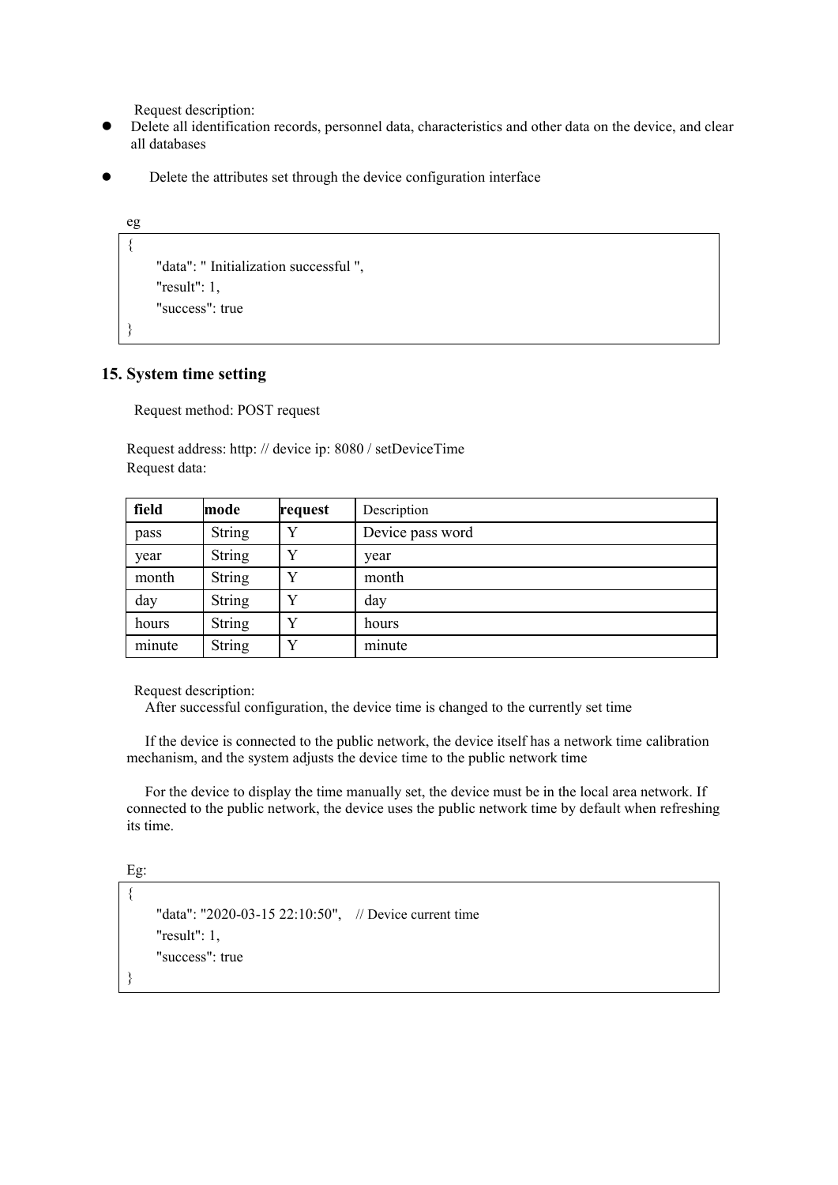Request description:

- Delete all identification records, personnel data, characteristics and other data on the device, and clear all databases
- Delete the attributes set through the device configuration interface

eg

```
{
    "data": " Initialization successful ",
    "result": 1,
    "success": true
}
```

## 15. System time setting

Request method: POST request

Request address: http: // device ip: 8080 / setDeviceTime

Request data:

| field | mode | request | Description |
|---|---|---|---|
| pass | String | Y | Device pass word |
| year | String | Y | year |
| month | String | Y | month |
| day | String | Y | day |
| hours | String | Y | hours |
| minute | String | Y | minute |

Request description:

After successful configuration, the device time is changed to the currently set time

If the device is connected to the public network, the device itself has a network time calibration mechanism, and the system adjusts the device time to the public network time

For the device to display the time manually set, the device must be in the local area network. If connected to the public network, the device uses the public network time by default when refreshing its time.

Eg:

```
{
    "data": "2020-03-15 22:10:50",    // Device current time
    "result": 1,
    "success": true
}
```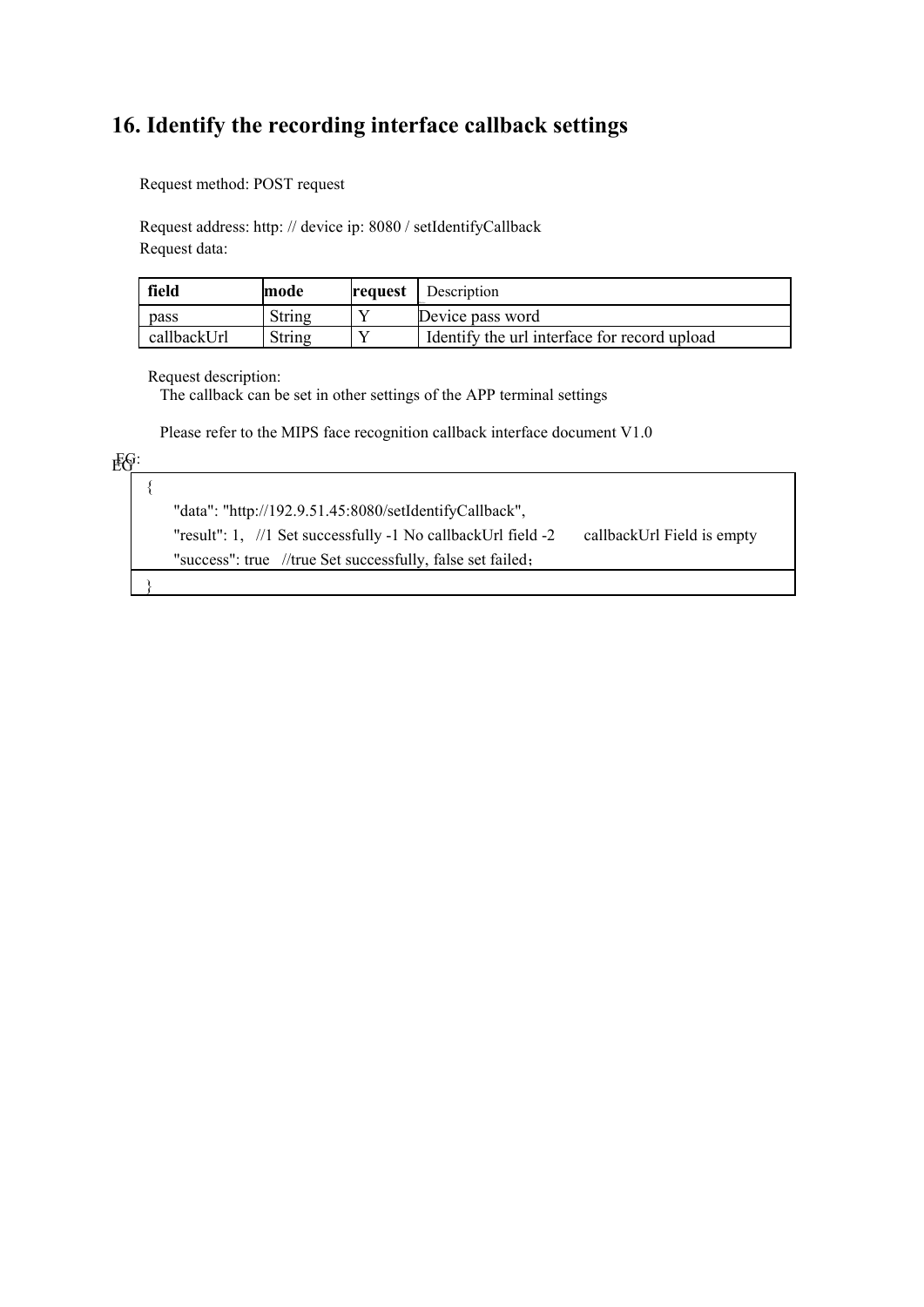## 16. Identify the recording interface callback settings

Request method: POST request

Request address: http: // device ip: 8080 / setIdentifyCallback

Request data:

| field | mode | request | Description |
|---|---|---|---|
| pass | String | Y | Device pass word |
| callbackUrl | String | Y | Identify the url interface for record upload |

Request description:

The callback can be set in other settings of the APP terminal settings

Please refer to the MIPS face recognition callback interface document V1.0

EG:

```
{
    "data": "http://192.9.51.45:8080/setIdentifyCallback",
    "result": 1,   //1 Set successfully -1 No callbackUrl field -2       callbackUrl Field is empty
    "success": true   //true Set successfully, false set failed；
}
```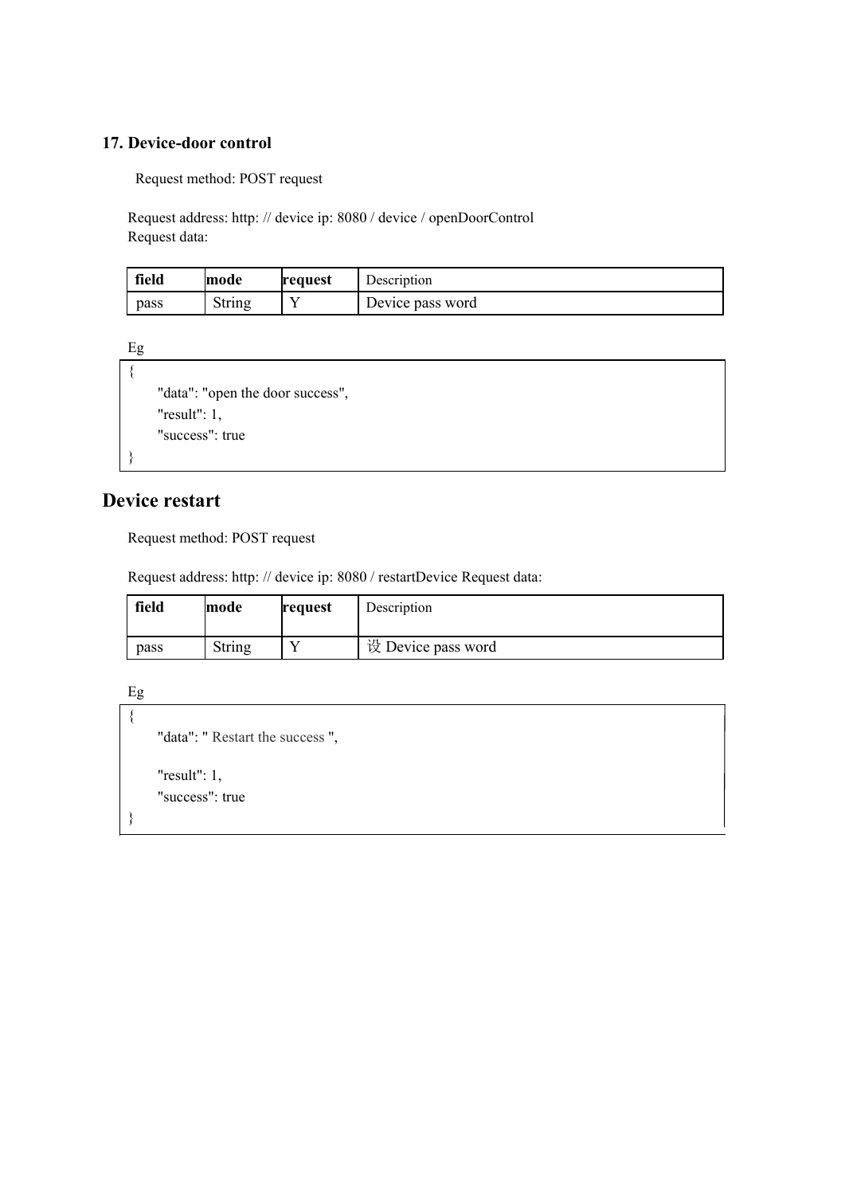### 17. Device-door control

Request method: POST request

Request address: http: // device ip: 8080 / device / openDoorControl
Request data:

| field | mode | request | Description |
|---|---|---|---|
| pass | String | Y | Device pass word |

Eg

```
{
    "data": "open the door success",
    "result": 1,
    "success": true
}
```

## Device restart

Request method: POST request

Request address: http: // device ip: 8080 / restartDevice Request data:

| field | mode | request | Description |
|---|---|---|---|
| pass | String | Y | 设 Device pass word |

Eg

```
{
    "data": " Restart the success ",

    "result": 1,
    "success": true
}
```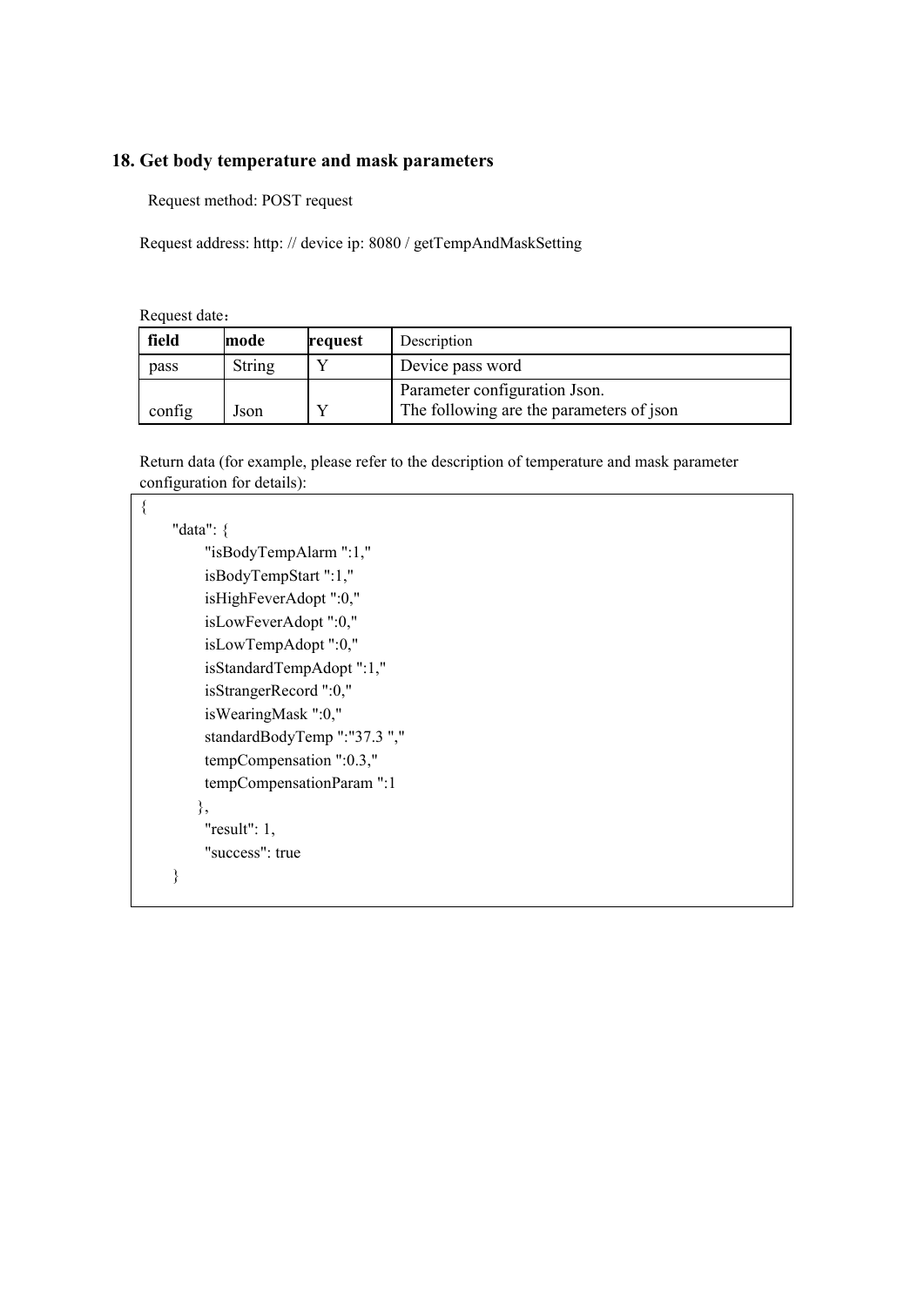## 18. Get body temperature and mask parameters

Request method: POST request

Request address: http: // device ip: 8080 / getTempAndMaskSetting

Request date：

| field | mode | request | Description |
|---|---|---|---|
| pass | String | Y | Device pass word |
| config | Json | Y | Parameter configuration Json.<br>The following are the parameters of json |

Return data (for example, please refer to the description of temperature and mask parameter configuration for details):

```
{
    "data": {
        "isBodyTempAlarm ":1,"
        isBodyTempStart ":1,"
        isHighFeverAdopt ":0,"
        isLowFeverAdopt ":0,"
        isLowTempAdopt ":0,"
        isStandardTempAdopt ":1,"
        isStrangerRecord ":0,"
        isWearingMask ":0,"
        standardBodyTemp ":"37.3 ","
        tempCompensation ":0.3,"
        tempCompensationParam ":1
       },
        "result": 1,
        "success": true
  }
```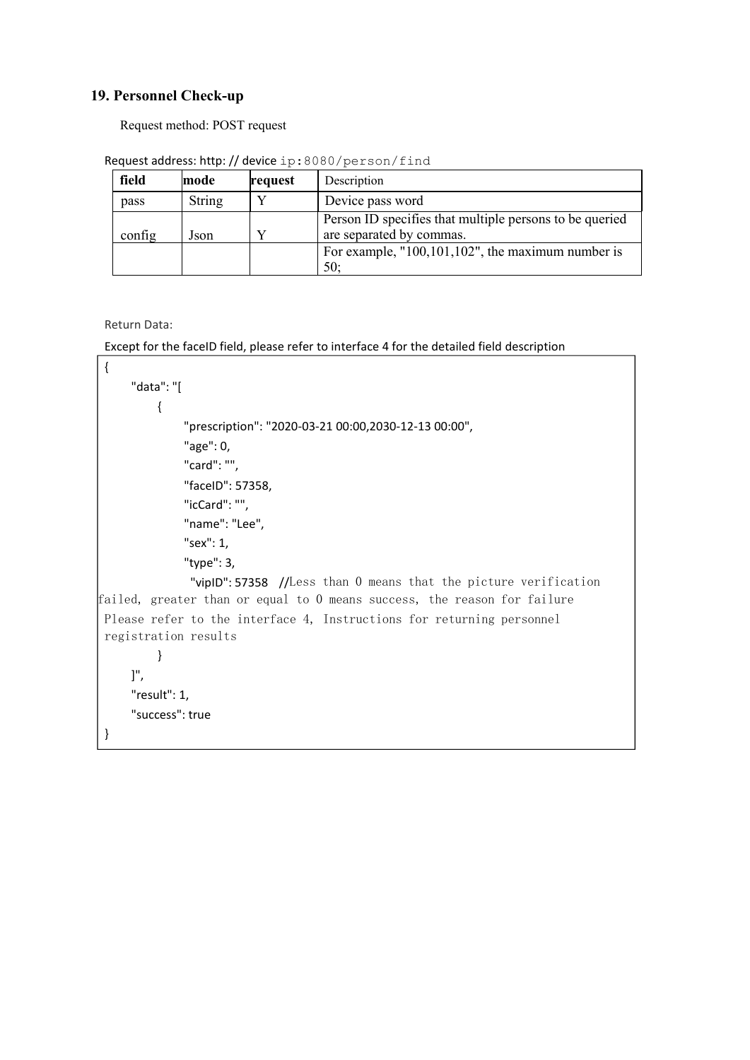## 19. Personnel Check-up

Request method: POST request

Request address: http: // device ip:8080/person/find

| field | mode | request | Description |
|---|---|---|---|
| pass | String | Y | Device pass word |
| config | Json | Y | Person ID specifies that multiple persons to be queried are separated by commas. |
| | | | For example, "100,101,102", the maximum number is 50; |

Return Data:

Except for the faceID field, please refer to interface 4 for the detailed field description

```
{
    "data": "[
        {
            "prescription": "2020-03-21 00:00,2030-12-13 00:00",
            "age": 0,
            "card": "",
            "faceID": 57358,
            "icCard": "",
            "name": "Lee",
            "sex": 1,
            "type": 3,
             "vipID": 57358  //Less than 0 means that the picture verification
failed, greater than or equal to 0 means success, the reason for failure
 Please refer to the interface 4, Instructions for returning personnel
 registration results
        }
    ]",
    "result": 1,
    "success": true
}
```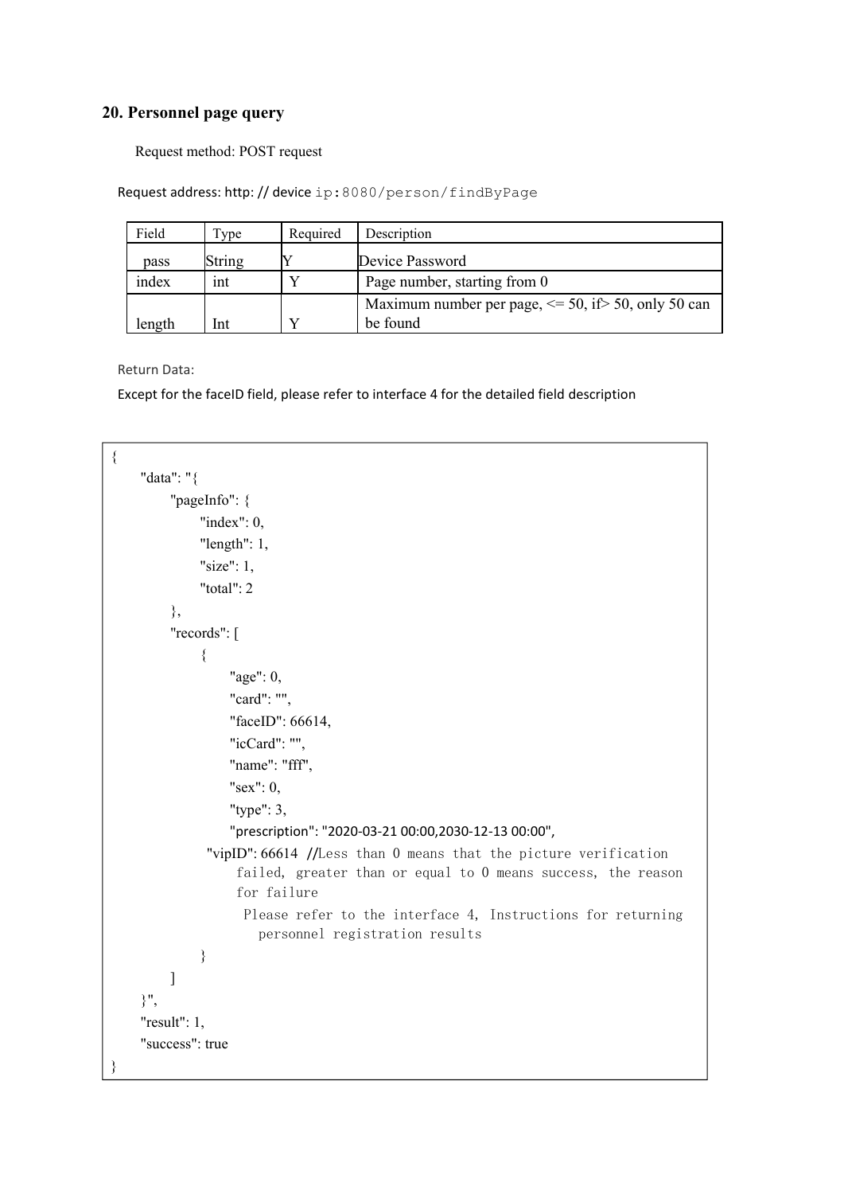## 20. Personnel page query

Request method: POST request

Request address: http: // device ip:8080/person/findByPage

| Field | Type | Required | Description |
| --- | --- | --- | --- |
| pass | String | Y | Device Password |
| index | int | Y | Page number, starting from 0 |
| length | Int | Y | Maximum number per page, <= 50, if> 50, only 50 can be found |

Return Data:

Except for the faceID field, please refer to interface 4 for the detailed field description

```
{
    "data": "{
        "pageInfo": {
            "index": 0,
            "length": 1,
            "size": 1,
            "total": 2
        },
        "records": [
            {
                "age": 0,
                "card": "",
                "faceID": 66614,
                "icCard": "",
                "name": "fff",
                "sex": 0,
                "type": 3,
                "prescription": "2020-03-21 00:00,2030-12-13 00:00",
              "vipID": 66614  //Less than 0 means that the picture verification
                  failed, greater than or equal to 0 means success, the reason
                  for failure
                   Please refer to the interface 4, Instructions for returning
                     personnel registration results
            }
        ]
    }",
    "result": 1,
    "success": true
}
```